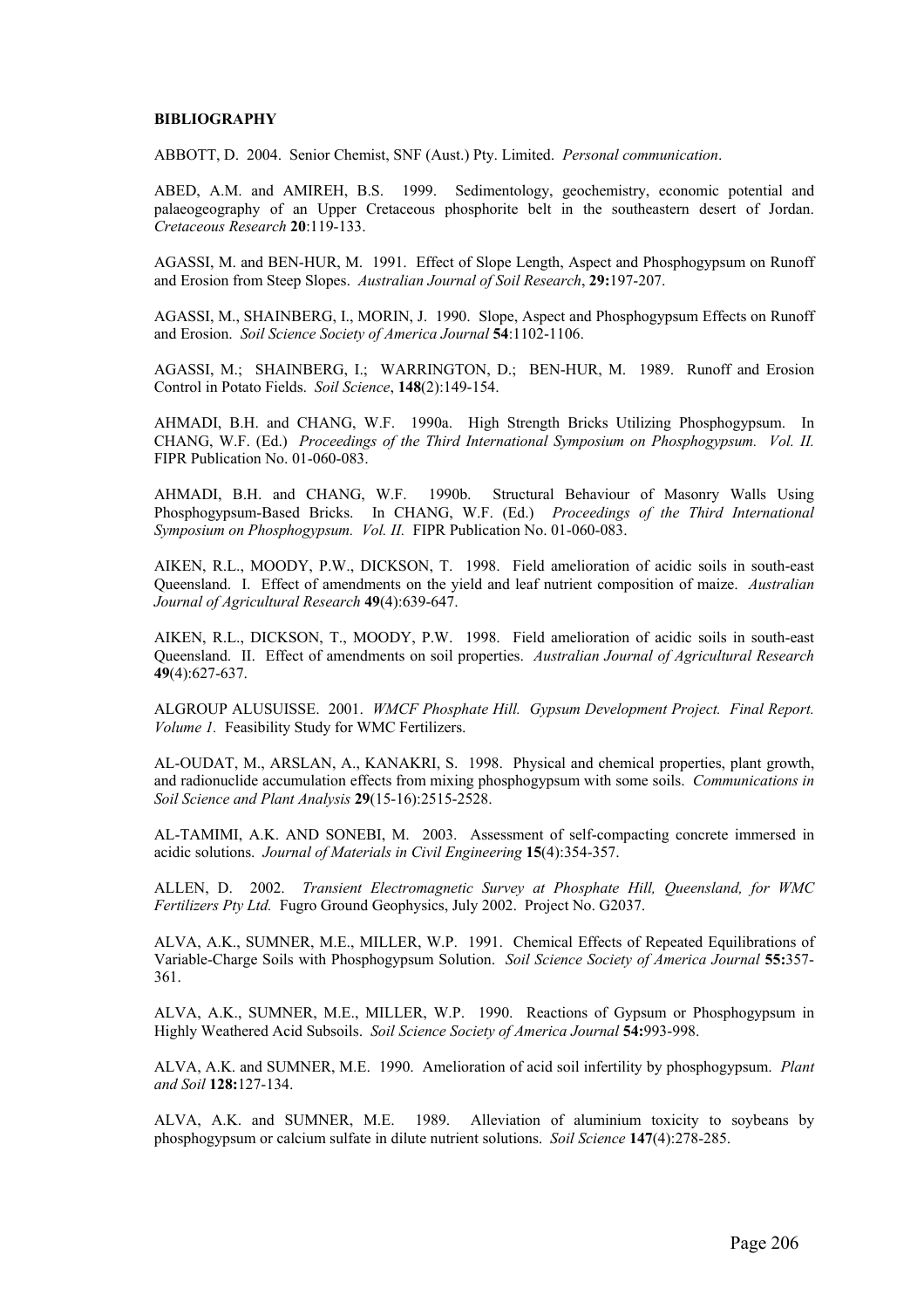**BIBLIOGRAPHY**

ABBOTT, D. 2004. Senior Chemist, SNF (Aust.) Pty. Limited. *Personal communication*.

ABED, A.M. and AMIREH, B.S. 1999. Sedimentology, geochemistry, economic potential and palaeogeography of an Upper Cretaceous phosphorite belt in the southeastern desert of Jordan. *Cretaceous Research* **20**:119-133.

AGASSI, M. and BEN-HUR, M. 1991. Effect of Slope Length, Aspect and Phosphogypsum on Runoff and Erosion from Steep Slopes. *Australian Journal of Soil Research*, **29:**197-207.

AGASSI, M., SHAINBERG, I., MORIN, J. 1990. Slope, Aspect and Phosphogypsum Effects on Runoff and Erosion. *Soil Science Society of America Journal* **54**:1102-1106.

AGASSI, M.; SHAINBERG, I.; WARRINGTON, D.; BEN-HUR, M. 1989. Runoff and Erosion Control in Potato Fields. *Soil Science*, **148**(2):149-154.

AHMADI, B.H. and CHANG, W.F. 1990a. High Strength Bricks Utilizing Phosphogypsum. In CHANG, W.F. (Ed.) *Proceedings of the Third International Symposium on Phosphogypsum. Vol. II.* FIPR Publication No. 01-060-083.

AHMADI, B.H. and CHANG, W.F. 1990b. Structural Behaviour of Masonry Walls Using Phosphogypsum-Based Bricks. In CHANG, W.F. (Ed.) *Proceedings of the Third International Symposium on Phosphogypsum. Vol. II.* FIPR Publication No. 01-060-083.

AIKEN, R.L., MOODY, P.W., DICKSON, T. 1998. Field amelioration of acidic soils in south-east Queensland. I. Effect of amendments on the yield and leaf nutrient composition of maize. *Australian Journal of Agricultural Research* **49**(4):639-647.

AIKEN, R.L., DICKSON, T., MOODY, P.W. 1998. Field amelioration of acidic soils in south-east Queensland. II. Effect of amendments on soil properties. *Australian Journal of Agricultural Research* **49**(4):627-637.

ALGROUP ALUSUISSE. 2001. *WMCF Phosphate Hill. Gypsum Development Project. Final Report. Volume 1.* Feasibility Study for WMC Fertilizers.

AL-OUDAT, M., ARSLAN, A., KANAKRI, S. 1998. Physical and chemical properties, plant growth, and radionuclide accumulation effects from mixing phosphogypsum with some soils. *Communications in Soil Science and Plant Analysis* **29**(15-16):2515-2528.

AL-TAMIMI, A.K. AND SONEBI, M. 2003. Assessment of self-compacting concrete immersed in acidic solutions. *Journal of Materials in Civil Engineering* **15**(4):354-357.

ALLEN, D. 2002. *Transient Electromagnetic Survey at Phosphate Hill, Queensland, for WMC Fertilizers Pty Ltd.* Fugro Ground Geophysics, July 2002. Project No. G2037.

ALVA, A.K., SUMNER, M.E., MILLER, W.P. 1991. Chemical Effects of Repeated Equilibrations of Variable-Charge Soils with Phosphogypsum Solution. *Soil Science Society of America Journal* **55:**357-361.

ALVA, A.K., SUMNER, M.E., MILLER, W.P. 1990. Reactions of Gypsum or Phosphogypsum in Highly Weathered Acid Subsoils. *Soil Science Society of America Journal* **54:**993-998.

ALVA, A.K. and SUMNER, M.E. 1990. Amelioration of acid soil infertility by phosphogypsum. *Plant and Soil* **128:**127-134.

ALVA, A.K. and SUMNER, M.E. 1989. Alleviation of aluminium toxicity to soybeans by phosphogypsum or calcium sulfate in dilute nutrient solutions. *Soil Science* **147**(4):278-285.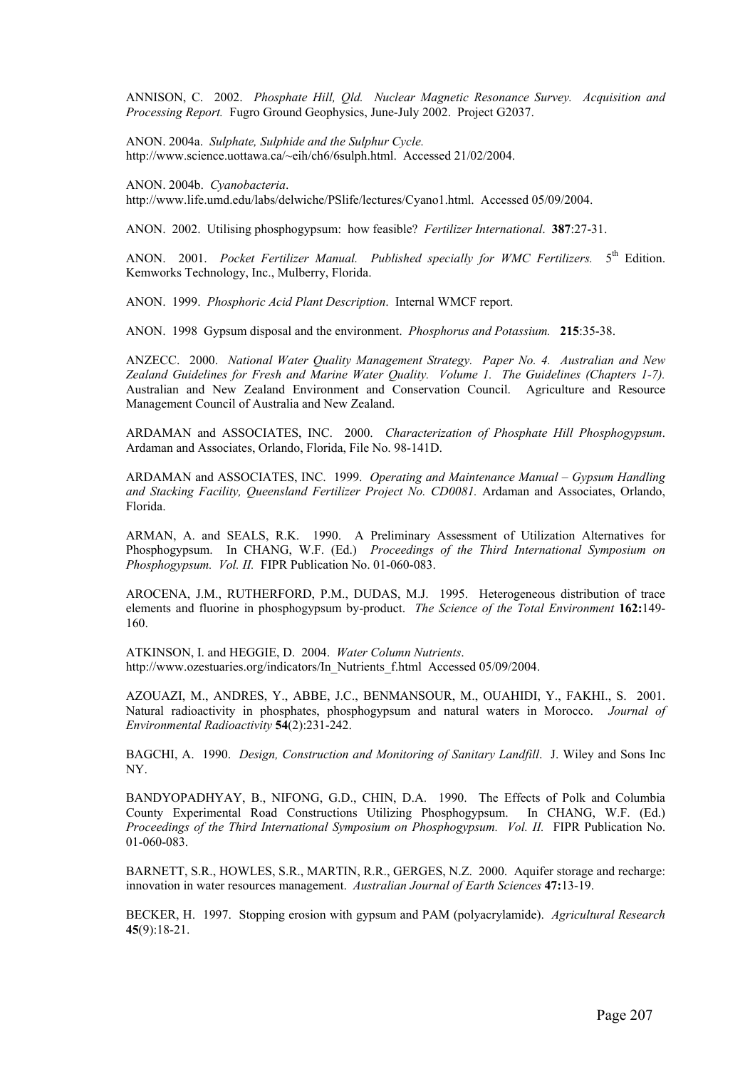ANNISON, C. 2002. *Phosphate Hill, Qld. Nuclear Magnetic Resonance Survey. Acquisition and Processing Report.* Fugro Ground Geophysics, June-July 2002. Project G2037.

ANON. 2004a. *Sulphate, Sulphide and the Sulphur Cycle.* http://www.science.uottawa.ca/~eih/ch6/6sulph.html. Accessed 21/02/2004.

ANON. 2004b. *Cyanobacteria*. http://www.life.umd.edu/labs/delwiche/PSlife/lectures/Cyano1.html. Accessed 05/09/2004.

ANON. 2002. Utilising phosphogypsum: how feasible? *Fertilizer International*. **387**:27-31.

ANON. 2001. *Pocket Fertilizer Manual. Published specially for WMC Fertilizers.* 5th Edition. Kemworks Technology, Inc., Mulberry, Florida.

ANON. 1999. *Phosphoric Acid Plant Description*. Internal WMCF report.

ANON. 1998 Gypsum disposal and the environment. *Phosphorus and Potassium.* **215**:35-38.

ANZECC. 2000. *National Water Quality Management Strategy. Paper No. 4. Australian and New Zealand Guidelines for Fresh and Marine Water Quality. Volume 1. The Guidelines (Chapters 1-7).* Australian and New Zealand Environment and Conservation Council. Agriculture and Resource Management Council of Australia and New Zealand.

ARDAMAN and ASSOCIATES, INC. 2000. *Characterization of Phosphate Hill Phosphogypsum*. Ardaman and Associates, Orlando, Florida, File No. 98-141D.

ARDAMAN and ASSOCIATES, INC. 1999. *Operating and Maintenance Manual – Gypsum Handling and Stacking Facility, Queensland Fertilizer Project No. CD0081.* Ardaman and Associates, Orlando, Florida.

ARMAN, A. and SEALS, R.K. 1990. A Preliminary Assessment of Utilization Alternatives for Phosphogypsum. In CHANG, W.F. (Ed.) *Proceedings of the Third International Symposium on Phosphogypsum. Vol. II.* FIPR Publication No. 01-060-083.

AROCENA, J.M., RUTHERFORD, P.M., DUDAS, M.J. 1995. Heterogeneous distribution of trace elements and fluorine in phosphogypsum by-product. *The Science of the Total Environment* **162:**149-160.

ATKINSON, I. and HEGGIE, D. 2004. *Water Column Nutrients*. http://www.ozestuaries.org/indicators/In_Nutrients_f.html Accessed 05/09/2004.

AZOUAZI, M., ANDRES, Y., ABBE, J.C., BENMANSOUR, M., OUAHIDI, Y., FAKHI., S. 2001. Natural radioactivity in phosphates, phosphogypsum and natural waters in Morocco. *Journal of Environmental Radioactivity* **54**(2):231-242.

BAGCHI, A. 1990. *Design, Construction and Monitoring of Sanitary Landfill*. J. Wiley and Sons Inc NY.

BANDYOPADHYAY, B., NIFONG, G.D., CHIN, D.A. 1990. The Effects of Polk and Columbia County Experimental Road Constructions Utilizing Phosphogypsum. In CHANG, W.F. (Ed.) *Proceedings of the Third International Symposium on Phosphogypsum. Vol. II.* FIPR Publication No. 01-060-083.

BARNETT, S.R., HOWLES, S.R., MARTIN, R.R., GERGES, N.Z. 2000. Aquifer storage and recharge: innovation in water resources management. *Australian Journal of Earth Sciences* **47:**13-19.

BECKER, H. 1997. Stopping erosion with gypsum and PAM (polyacrylamide). *Agricultural Research* **45**(9):18-21.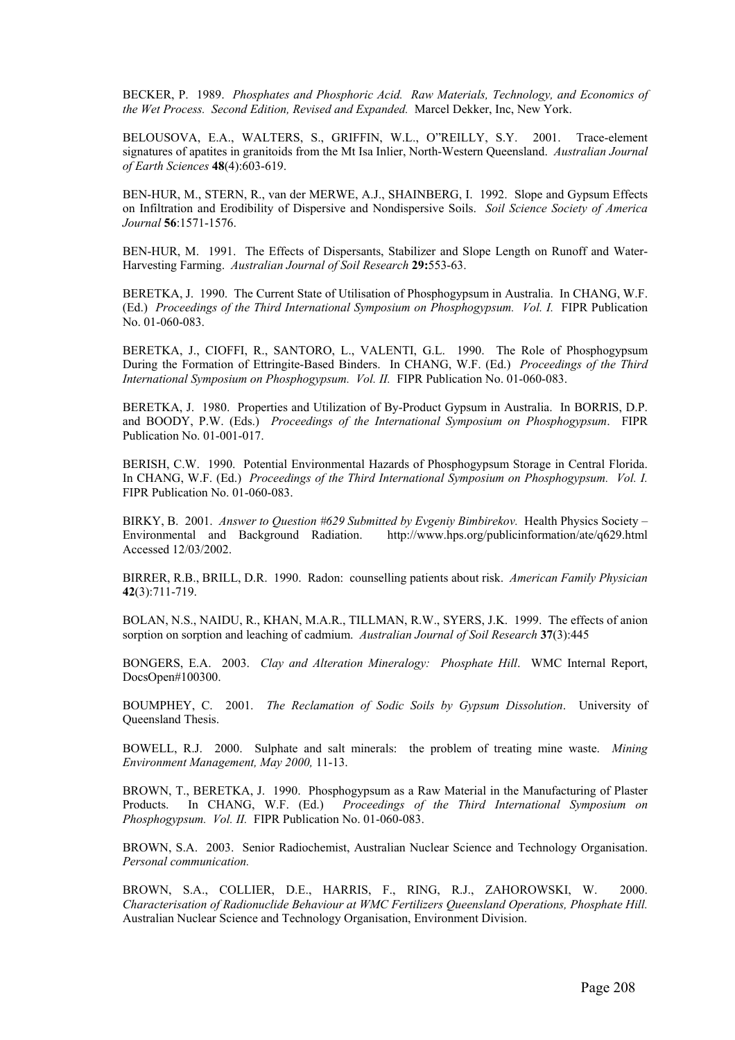BECKER, P. 1989. *Phosphates and Phosphoric Acid. Raw Materials, Technology, and Economics of the Wet Process. Second Edition, Revised and Expanded.* Marcel Dekker, Inc, New York.

BELOUSOVA, E.A., WALTERS, S., GRIFFIN, W.L., O"REILLY, S.Y. 2001. Trace-element signatures of apatites in granitoids from the Mt Isa Inlier, North-Western Queensland. *Australian Journal of Earth Sciences* **48**(4):603-619.

BEN-HUR, M., STERN, R., van der MERWE, A.J., SHAINBERG, I. 1992. Slope and Gypsum Effects on Infiltration and Erodibility of Dispersive and Nondispersive Soils. *Soil Science Society of America Journal* **56**:1571-1576.

BEN-HUR, M. 1991. The Effects of Dispersants, Stabilizer and Slope Length on Runoff and Water-Harvesting Farming. *Australian Journal of Soil Research* **29:**553-63.

BERETKA, J. 1990. The Current State of Utilisation of Phosphogypsum in Australia. In CHANG, W.F. (Ed.) *Proceedings of the Third International Symposium on Phosphogypsum. Vol. I.* FIPR Publication No. 01-060-083.

BERETKA, J., CIOFFI, R., SANTORO, L., VALENTI, G.L. 1990. The Role of Phosphogypsum During the Formation of Ettringite-Based Binders. In CHANG, W.F. (Ed.) *Proceedings of the Third International Symposium on Phosphogypsum. Vol. II.* FIPR Publication No. 01-060-083.

BERETKA, J. 1980. Properties and Utilization of By-Product Gypsum in Australia. In BORRIS, D.P. and BOODY, P.W. (Eds.) *Proceedings of the International Symposium on Phosphogypsum*. FIPR Publication No. 01-001-017.

BERISH, C.W. 1990. Potential Environmental Hazards of Phosphogypsum Storage in Central Florida. In CHANG, W.F. (Ed.) *Proceedings of the Third International Symposium on Phosphogypsum. Vol. I.* FIPR Publication No. 01-060-083.

BIRKY, B. 2001. *Answer to Question #629 Submitted by Evgeniy Bimbirekov.* Health Physics Society – Environmental and Background Radiation. http://www.hps.org/publicinformation/ate/q629.html Accessed 12/03/2002.

BIRRER, R.B., BRILL, D.R. 1990. Radon: counselling patients about risk. *American Family Physician* **42**(3):711-719.

BOLAN, N.S., NAIDU, R., KHAN, M.A.R., TILLMAN, R.W., SYERS, J.K. 1999. The effects of anion sorption on sorption and leaching of cadmium. *Australian Journal of Soil Research* **37**(3):445

BONGERS, E.A. 2003. *Clay and Alteration Mineralogy: Phosphate Hill*. WMC Internal Report, DocsOpen#100300.

BOUMPHEY, C. 2001. *The Reclamation of Sodic Soils by Gypsum Dissolution*. University of Queensland Thesis.

BOWELL, R.J. 2000. Sulphate and salt minerals: the problem of treating mine waste. *Mining Environment Management, May 2000,* 11-13.

BROWN, T., BERETKA, J. 1990. Phosphogypsum as a Raw Material in the Manufacturing of Plaster Products. In CHANG, W.F. (Ed.) *Proceedings of the Third International Symposium on Phosphogypsum. Vol. II.* FIPR Publication No. 01-060-083.

BROWN, S.A. 2003. Senior Radiochemist, Australian Nuclear Science and Technology Organisation. *Personal communication.*

BROWN, S.A., COLLIER, D.E., HARRIS, F., RING, R.J., ZAHOROWSKI, W. 2000. *Characterisation of Radionuclide Behaviour at WMC Fertilizers Queensland Operations, Phosphate Hill.* Australian Nuclear Science and Technology Organisation, Environment Division.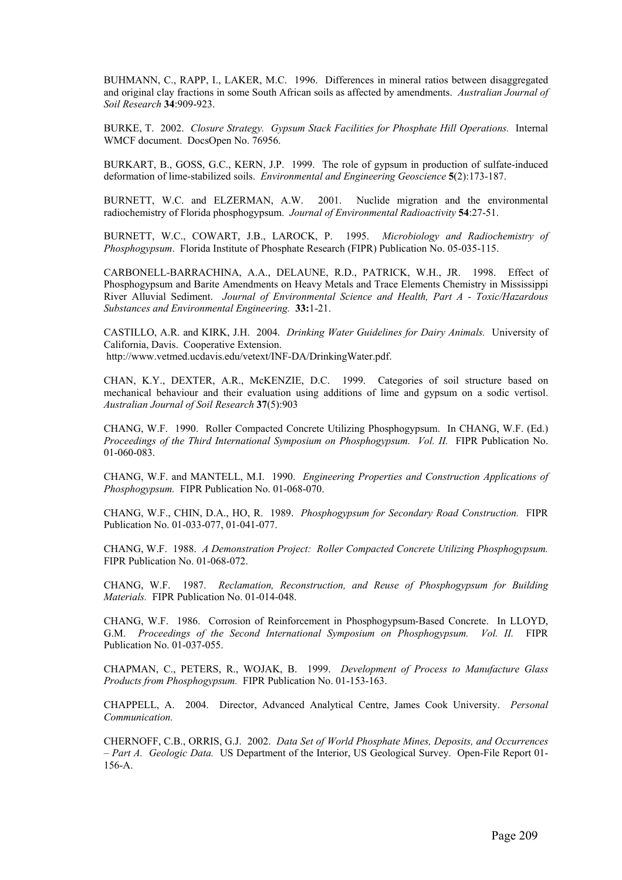BUHMANN, C., RAPP, I., LAKER, M.C. 1996. Differences in mineral ratios between disaggregated and original clay fractions in some South African soils as affected by amendments. *Australian Journal of Soil Research* **34**:909-923.

BURKE, T. 2002. *Closure Strategy. Gypsum Stack Facilities for Phosphate Hill Operations.* Internal WMCF document. DocsOpen No. 76956.

BURKART, B., GOSS, G.C., KERN, J.P. 1999. The role of gypsum in production of sulfate-induced deformation of lime-stabilized soils. *Environmental and Engineering Geoscience* **5**(2):173-187.

BURNETT, W.C. and ELZERMAN, A.W. 2001. Nuclide migration and the environmental radiochemistry of Florida phosphogypsum. *Journal of Environmental Radioactivity* **54**:27-51.

BURNETT, W.C., COWART, J.B., LAROCK, P. 1995. *Microbiology and Radiochemistry of Phosphogypsum*. Florida Institute of Phosphate Research (FIPR) Publication No. 05-035-115.

CARBONELL-BARRACHINA, A.A., DELAUNE, R.D., PATRICK, W.H., JR. 1998. Effect of Phosphogypsum and Barite Amendments on Heavy Metals and Trace Elements Chemistry in Mississippi River Alluvial Sediment. *Journal of Environmental Science and Health, Part A - Toxic/Hazardous Substances and Environmental Engineering.* **33:**1-21.

CASTILLO, A.R. and KIRK, J.H. 2004. *Drinking Water Guidelines for Dairy Animals.* University of California, Davis. Cooperative Extension.
http://www.vetmed.ucdavis.edu/vetext/INF-DA/DrinkingWater.pdf.

CHAN, K.Y., DEXTER, A.R., McKENZIE, D.C. 1999. Categories of soil structure based on mechanical behaviour and their evaluation using additions of lime and gypsum on a sodic vertisol. *Australian Journal of Soil Research* **37**(5):903

CHANG, W.F. 1990. Roller Compacted Concrete Utilizing Phosphogypsum. In CHANG, W.F. (Ed.) *Proceedings of the Third International Symposium on Phosphogypsum. Vol. II.* FIPR Publication No. 01-060-083.

CHANG, W.F. and MANTELL, M.I. 1990. *Engineering Properties and Construction Applications of Phosphogypsum.* FIPR Publication No. 01-068-070.

CHANG, W.F., CHIN, D.A., HO, R. 1989. *Phosphogypsum for Secondary Road Construction.* FIPR Publication No. 01-033-077, 01-041-077.

CHANG, W.F. 1988. *A Demonstration Project: Roller Compacted Concrete Utilizing Phosphogypsum.* FIPR Publication No. 01-068-072.

CHANG, W.F. 1987. *Reclamation, Reconstruction, and Reuse of Phosphogypsum for Building Materials.* FIPR Publication No. 01-014-048.

CHANG, W.F. 1986. Corrosion of Reinforcement in Phosphogypsum-Based Concrete. In LLOYD, G.M. *Proceedings of the Second International Symposium on Phosphogypsum. Vol. II.* FIPR Publication No. 01-037-055.

CHAPMAN, C., PETERS, R., WOJAK, B. 1999. *Development of Process to Manufacture Glass Products from Phosphogypsum.* FIPR Publication No. 01-153-163.

CHAPPELL, A. 2004. Director, Advanced Analytical Centre, James Cook University. *Personal Communication.*

CHERNOFF, C.B., ORRIS, G.J. 2002. *Data Set of World Phosphate Mines, Deposits, and Occurrences – Part A. Geologic Data.* US Department of the Interior, US Geological Survey. Open-File Report 01-156-A.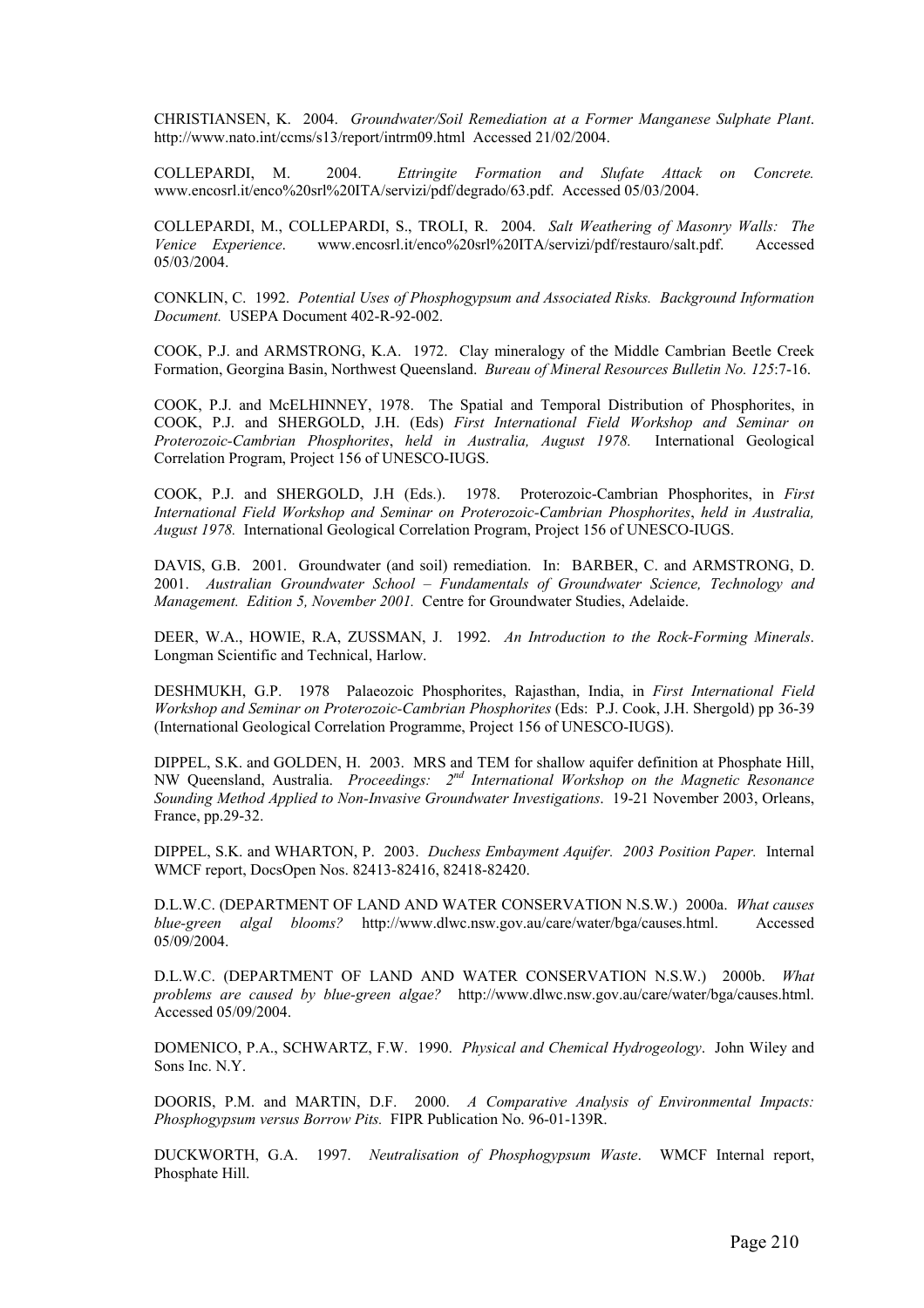CHRISTIANSEN, K. 2004. *Groundwater/Soil Remediation at a Former Manganese Sulphate Plant*. http://www.nato.int/ccms/s13/report/intrm09.html Accessed 21/02/2004.

COLLEPARDI, M. 2004. *Ettringite Formation and Slufate Attack on Concrete.* www.encosrl.it/enco%20srl%20ITA/servizi/pdf/degrado/63.pdf. Accessed 05/03/2004.

COLLEPARDI, M., COLLEPARDI, S., TROLI, R. 2004. *Salt Weathering of Masonry Walls: The Venice Experience*. www.encosrl.it/enco%20srl%20ITA/servizi/pdf/restauro/salt.pdf. Accessed 05/03/2004.

CONKLIN, C. 1992. *Potential Uses of Phosphogypsum and Associated Risks. Background Information Document.* USEPA Document 402-R-92-002.

COOK, P.J. and ARMSTRONG, K.A. 1972. Clay mineralogy of the Middle Cambrian Beetle Creek Formation, Georgina Basin, Northwest Queensland. *Bureau of Mineral Resources Bulletin No. 125*:7-16.

COOK, P.J. and McELHINNEY, 1978. The Spatial and Temporal Distribution of Phosphorites, in COOK, P.J. and SHERGOLD, J.H. (Eds) *First International Field Workshop and Seminar on Proterozoic-Cambrian Phosphorites*, *held in Australia, August 1978.* International Geological Correlation Program, Project 156 of UNESCO-IUGS.

COOK, P.J. and SHERGOLD, J.H (Eds.). 1978. Proterozoic-Cambrian Phosphorites, in *First International Field Workshop and Seminar on Proterozoic-Cambrian Phosphorites*, *held in Australia, August 1978.* International Geological Correlation Program, Project 156 of UNESCO-IUGS.

DAVIS, G.B. 2001. Groundwater (and soil) remediation. In: BARBER, C. and ARMSTRONG, D. 2001. *Australian Groundwater School – Fundamentals of Groundwater Science, Technology and Management. Edition 5, November 2001.* Centre for Groundwater Studies, Adelaide.

DEER, W.A., HOWIE, R.A, ZUSSMAN, J. 1992. *An Introduction to the Rock-Forming Minerals*. Longman Scientific and Technical, Harlow.

DESHMUKH, G.P. 1978 Palaeozoic Phosphorites, Rajasthan, India, in *First International Field Workshop and Seminar on Proterozoic-Cambrian Phosphorites* (Eds: P.J. Cook, J.H. Shergold) pp 36-39 (International Geological Correlation Programme, Project 156 of UNESCO-IUGS).

DIPPEL, S.K. and GOLDEN, H. 2003. MRS and TEM for shallow aquifer definition at Phosphate Hill, NW Queensland, Australia. *Proceedings: 2nd International Workshop on the Magnetic Resonance Sounding Method Applied to Non-Invasive Groundwater Investigations*. 19-21 November 2003, Orleans, France, pp.29-32.

DIPPEL, S.K. and WHARTON, P. 2003. *Duchess Embayment Aquifer. 2003 Position Paper.* Internal WMCF report, DocsOpen Nos. 82413-82416, 82418-82420.

D.L.W.C. (DEPARTMENT OF LAND AND WATER CONSERVATION N.S.W.) 2000a. *What causes blue-green algal blooms?* http://www.dlwc.nsw.gov.au/care/water/bga/causes.html. Accessed 05/09/2004.

D.L.W.C. (DEPARTMENT OF LAND AND WATER CONSERVATION N.S.W.) 2000b. *What problems are caused by blue-green algae?* http://www.dlwc.nsw.gov.au/care/water/bga/causes.html. Accessed 05/09/2004.

DOMENICO, P.A., SCHWARTZ, F.W. 1990. *Physical and Chemical Hydrogeology*. John Wiley and Sons Inc. N.Y.

DOORIS, P.M. and MARTIN, D.F. 2000. *A Comparative Analysis of Environmental Impacts: Phosphogypsum versus Borrow Pits.* FIPR Publication No. 96-01-139R.

DUCKWORTH, G.A. 1997. *Neutralisation of Phosphogypsum Waste*. WMCF Internal report, Phosphate Hill.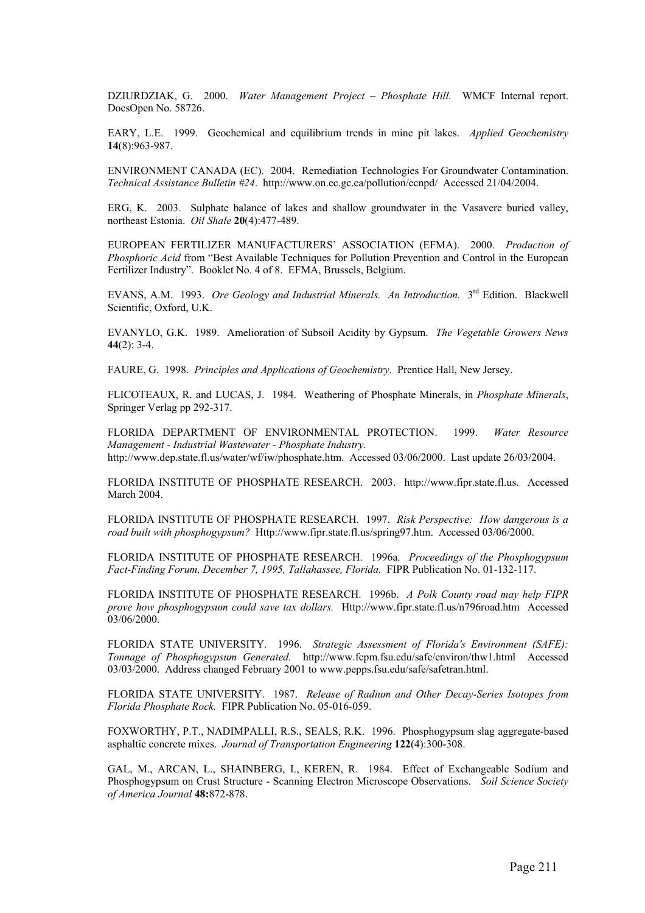DZIURDZIAK, G. 2000. *Water Management Project – Phosphate Hill.* WMCF Internal report. DocsOpen No. 58726.

EARY, L.E. 1999. Geochemical and equilibrium trends in mine pit lakes. *Applied Geochemistry* **14**(8):963-987.

ENVIRONMENT CANADA (EC). 2004. Remediation Technologies For Groundwater Contamination. *Technical Assistance Bulletin #24*. http://www.on.ec.gc.ca/pollution/ecnpd/ Accessed 21/04/2004.

ERG, K. 2003. Sulphate balance of lakes and shallow groundwater in the Vasavere buried valley, northeast Estonia. *Oil Shale* **20**(4):477-489.

EUROPEAN FERTILIZER MANUFACTURERS' ASSOCIATION (EFMA). 2000. *Production of Phosphoric Acid* from "Best Available Techniques for Pollution Prevention and Control in the European Fertilizer Industry". Booklet No. 4 of 8. EFMA, Brussels, Belgium.

EVANS, A.M. 1993. *Ore Geology and Industrial Minerals. An Introduction.* 3rd Edition. Blackwell Scientific, Oxford, U.K.

EVANYLO, G.K. 1989. Amelioration of Subsoil Acidity by Gypsum. *The Vegetable Growers News* **44**(2): 3-4.

FAURE, G. 1998. *Principles and Applications of Geochemistry.* Prentice Hall, New Jersey.

FLICOTEAUX, R. and LUCAS, J. 1984. Weathering of Phosphate Minerals, in *Phosphate Minerals*, Springer Verlag pp 292-317.

FLORIDA DEPARTMENT OF ENVIRONMENTAL PROTECTION. 1999. *Water Resource Management - Industrial Wastewater - Phosphate Industry.* http://www.dep.state.fl.us/water/wf/iw/phosphate.htm. Accessed 03/06/2000. Last update 26/03/2004.

FLORIDA INSTITUTE OF PHOSPHATE RESEARCH. 2003. http://www.fipr.state.fl.us. Accessed March 2004.

FLORIDA INSTITUTE OF PHOSPHATE RESEARCH. 1997. *Risk Perspective: How dangerous is a road built with phosphogypsum?* Http://www.fipr.state.fl.us/spring97.htm. Accessed 03/06/2000.

FLORIDA INSTITUTE OF PHOSPHATE RESEARCH. 1996a. *Proceedings of the Phosphogypsum Fact-Finding Forum, December 7, 1995, Tallahassee, Florida.* FIPR Publication No. 01-132-117.

FLORIDA INSTITUTE OF PHOSPHATE RESEARCH. 1996b. *A Polk County road may help FIPR prove how phosphogypsum could save tax dollars.* Http://www.fipr.state.fl.us/n796road.htm Accessed 03/06/2000.

FLORIDA STATE UNIVERSITY. 1996. *Strategic Assessment of Florida's Environment (SAFE): Tonnage of Phosphogypsum Generated.* http://www.fcpm.fsu.edu/safe/environ/thw1.html Accessed 03/03/2000. Address changed February 2001 to www.pepps.fsu.edu/safe/safetran.html.

FLORIDA STATE UNIVERSITY. 1987. *Release of Radium and Other Decay-Series Isotopes from Florida Phosphate Rock.* FIPR Publication No. 05-016-059.

FOXWORTHY, P.T., NADIMPALLI, R.S., SEALS, R.K. 1996. Phosphogypsum slag aggregate-based asphaltic concrete mixes. *Journal of Transportation Engineering* **122**(4):300-308.

GAL, M., ARCAN, L., SHAINBERG, I., KEREN, R. 1984. Effect of Exchangeable Sodium and Phosphogypsum on Crust Structure - Scanning Electron Microscope Observations. *Soil Science Society of America Journal* **48:**872-878.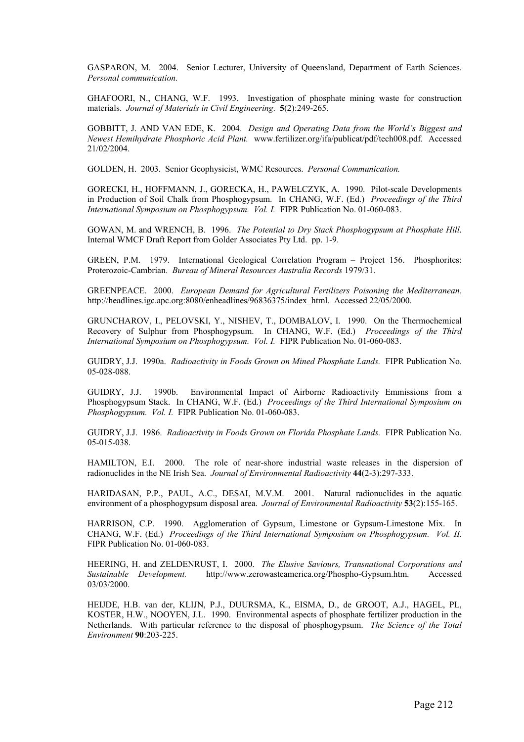GASPARON, M. 2004. Senior Lecturer, University of Queensland, Department of Earth Sciences. *Personal communication.*

GHAFOORI, N., CHANG, W.F. 1993. Investigation of phosphate mining waste for construction materials. *Journal of Materials in Civil Engineering*. **5**(2):249-265.

GOBBITT, J. AND VAN EDE, K. 2004. *Design and Operating Data from the World's Biggest and Newest Hemihydrate Phosphoric Acid Plant.* www.fertilizer.org/ifa/publicat/pdf/tech008.pdf. Accessed 21/02/2004.

GOLDEN, H. 2003. Senior Geophysicist, WMC Resources. *Personal Communication.*

GORECKI, H., HOFFMANN, J., GORECKA, H., PAWELCZYK, A. 1990. Pilot-scale Developments in Production of Soil Chalk from Phosphogypsum. In CHANG, W.F. (Ed.) *Proceedings of the Third International Symposium on Phosphogypsum. Vol. I.* FIPR Publication No. 01-060-083.

GOWAN, M. and WRENCH, B. 1996. *The Potential to Dry Stack Phosphogypsum at Phosphate Hill*. Internal WMCF Draft Report from Golder Associates Pty Ltd. pp. 1-9.

GREEN, P.M. 1979. International Geological Correlation Program – Project 156. Phosphorites: Proterozoic-Cambrian. *Bureau of Mineral Resources Australia Records* 1979/31.

GREENPEACE. 2000. *European Demand for Agricultural Fertilizers Poisoning the Mediterranean.* http://headlines.igc.apc.org:8080/enheadlines/96836375/index_html. Accessed 22/05/2000.

GRUNCHAROV, I., PELOVSKI, Y., NISHEV, T., DOMBALOV, I. 1990. On the Thermochemical Recovery of Sulphur from Phosphogypsum. In CHANG, W.F. (Ed.) *Proceedings of the Third International Symposium on Phosphogypsum. Vol. I.* FIPR Publication No. 01-060-083.

GUIDRY, J.J. 1990a. *Radioactivity in Foods Grown on Mined Phosphate Lands.* FIPR Publication No. 05-028-088.

GUIDRY, J.J. 1990b. Environmental Impact of Airborne Radioactivity Emmissions from a Phosphogypsum Stack. In CHANG, W.F. (Ed.) *Proceedings of the Third International Symposium on Phosphogypsum. Vol. I.* FIPR Publication No. 01-060-083.

GUIDRY, J.J. 1986. *Radioactivity in Foods Grown on Florida Phosphate Lands.* FIPR Publication No. 05-015-038.

HAMILTON, E.I. 2000. The role of near-shore industrial waste releases in the dispersion of radionuclides in the NE Irish Sea. *Journal of Environmental Radioactivity* **44**(2-3):297-333.

HARIDASAN, P.P., PAUL, A.C., DESAI, M.V.M. 2001. Natural radionuclides in the aquatic environment of a phosphogypsum disposal area. *Journal of Environmental Radioactivity* **53**(2):155-165.

HARRISON, C.P. 1990. Agglomeration of Gypsum, Limestone or Gypsum-Limestone Mix. In CHANG, W.F. (Ed.) *Proceedings of the Third International Symposium on Phosphogypsum. Vol. II.* FIPR Publication No. 01-060-083.

HEERING, H. and ZELDENRUST, I. 2000. *The Elusive Saviours, Transnational Corporations and Sustainable Development.* http://www.zerowasteamerica.org/Phospho-Gypsum.htm. Accessed 03/03/2000.

HEIJDE, H.B. van der, KLIJN, P.J., DUURSMA, K., EISMA, D., de GROOT, A.J., HAGEL, PL, KOSTER, H.W., NOOYEN, J.L. 1990. Environmental aspects of phosphate fertilizer production in the Netherlands. With particular reference to the disposal of phosphogypsum. *The Science of the Total Environment* **90**:203-225.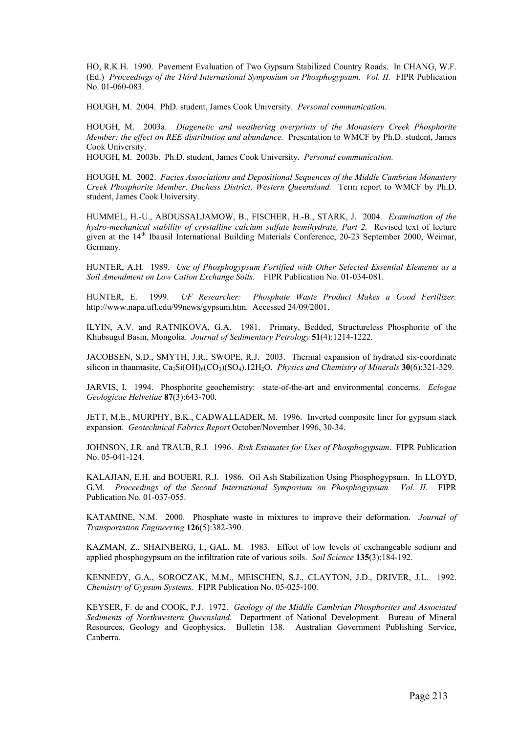HO, R.K.H. 1990. Pavement Evaluation of Two Gypsum Stabilized Country Roads. In CHANG, W.F. (Ed.) *Proceedings of the Third International Symposium on Phosphogypsum. Vol. II.* FIPR Publication No. 01-060-083.

HOUGH, M. 2004. PhD. student, James Cook University. *Personal communication.*

HOUGH, M. 2003a. *Diagenetic and weathering overprints of the Monastery Creek Phosphorite Member: the effect on REE distribution and abundance.* Presentation to WMCF by Ph.D. student, James Cook University.

HOUGH, M. 2003b. Ph.D. student, James Cook University. *Personal communication.*

HOUGH, M. 2002. *Facies Associations and Depositional Sequences of the Middle Cambrian Monastery Creek Phosphorite Member, Duchess District, Western Queensland.* Term report to WMCF by Ph.D. student, James Cook University.

HUMMEL, H.-U., ABDUSSALJAMOW, B., FISCHER, H.-B., STARK, J. 2004. *Examination of the hydro-mechanical stability of crystalline calcium sulfate hemihydrate, Part 2.* Revised text of lecture given at the 14th Ibausil International Building Materials Conference, 20-23 September 2000, Weimar, Germany.

HUNTER, A.H. 1989. *Use of Phosphogypsum Fortified with Other Selected Essential Elements as a Soil Amendment on Low Cation Exchange Soils.* FIPR Publication No. 01-034-081.

HUNTER, E. 1999. *UF Researcher: Phosphate Waste Product Makes a Good Fertilizer.* http://www.napa.ufl.edu/99news/gypsum.htm. Accessed 24/09/2001.

ILYIN, A.V. and RATNIKOVA, G.A. 1981. Primary, Bedded, Structureless Phosphorite of the Khubsugul Basin, Mongolia. *Journal of Sedimentary Petrology* **51**(4):1214-1222.

JACOBSEN, S.D., SMYTH, J.R., SWOPE, R.J. 2003. Thermal expansion of hydrated six-coordinate silicon in thaumasite, $Ca_3Si(OH)_6(CO_3)(SO_4).12H_2O$. *Physics and Chemistry of Minerals* **30**(6):321-329.

JARVIS, I. 1994. Phosphorite geochemistry: state-of-the-art and environmental concerns. *Eclogae Geologicae Helvetiae* **87**(3):643-700.

JETT, M.E., MURPHY, B.K., CADWALLADER, M. 1996. Inverted composite liner for gypsum stack expansion. *Geotechnical Fabrics Report* October/November 1996, 30-34.

JOHNSON, J.R. and TRAUB, R.J. 1996. *Risk Estimates for Uses of Phosphogypsum*. FIPR Publication No. 05-041-124.

KALAJIAN, E.H. and BOUERI, R.J. 1986. Oil Ash Stabilization Using Phosphogypsum. In LLOYD, G.M. *Proceedings of the Second International Symposium on Phosphogypsum. Vol. II.* FIPR Publication No. 01-037-055.

KATAMINE, N.M. 2000. Phosphate waste in mixtures to improve their deformation. *Journal of Transportation Engineering* **126**(5):382-390.

KAZMAN, Z., SHAINBERG, I., GAL, M. 1983. Effect of low levels of exchangeable sodium and applied phosphogypsum on the infiltration rate of various soils. *Soil Science* **135**(3):184-192.

KENNEDY, G.A., SOROCZAK, M.M., MEISCHEN, S.J., CLAYTON, J.D., DRIVER, J.L. 1992. *Chemistry of Gypsum Systems.* FIPR Publication No. 05-025-100.

KEYSER, F. de and COOK, P.J. 1972. *Geology of the Middle Cambrian Phosphorites and Associated Sediments of Northwestern Queensland.* Department of National Development. Bureau of Mineral Resources, Geology and Geophysics. Bulletin 138. Australian Government Publishing Service, Canberra.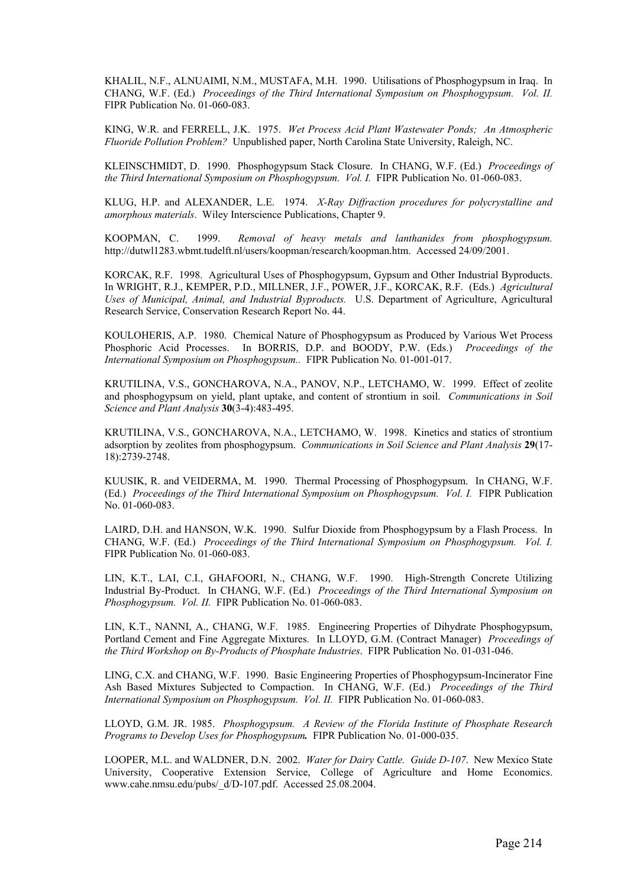KHALIL, N.F., ALNUAIMI, N.M., MUSTAFA, M.H. 1990. Utilisations of Phosphogypsum in Iraq. In CHANG, W.F. (Ed.) *Proceedings of the Third International Symposium on Phosphogypsum. Vol. II.* FIPR Publication No. 01-060-083.

KING, W.R. and FERRELL, J.K. 1975. *Wet Process Acid Plant Wastewater Ponds; An Atmospheric Fluoride Pollution Problem?* Unpublished paper, North Carolina State University, Raleigh, NC.

KLEINSCHMIDT, D. 1990. Phosphogypsum Stack Closure. In CHANG, W.F. (Ed.) *Proceedings of the Third International Symposium on Phosphogypsum. Vol. I.* FIPR Publication No. 01-060-083.

KLUG, H.P. and ALEXANDER, L.E. 1974. *X-Ray Diffraction procedures for polycrystalline and amorphous materials*. Wiley Interscience Publications, Chapter 9.

KOOPMAN, C. 1999. *Removal of heavy metals and lanthanides from phosphogypsum.* http://dutwl1283.wbmt.tudelft.nl/users/koopman/research/koopman.htm. Accessed 24/09/2001.

KORCAK, R.F. 1998. Agricultural Uses of Phosphogypsum, Gypsum and Other Industrial Byproducts. In WRIGHT, R.J., KEMPER, P.D., MILLNER, J.F., POWER, J.F., KORCAK, R.F. (Eds.) *Agricultural Uses of Municipal, Animal, and Industrial Byproducts.* U.S. Department of Agriculture, Agricultural Research Service, Conservation Research Report No. 44.

KOULOHERIS, A.P. 1980. Chemical Nature of Phosphogypsum as Produced by Various Wet Process Phosphoric Acid Processes. In BORRIS, D.P. and BOODY, P.W. (Eds.) *Proceedings of the International Symposium on Phosphogypsum..* FIPR Publication No. 01-001-017.

KRUTILINA, V.S., GONCHAROVA, N.A., PANOV, N.P., LETCHAMO, W. 1999. Effect of zeolite and phosphogypsum on yield, plant uptake, and content of strontium in soil. *Communications in Soil Science and Plant Analysis* **30**(3-4):483-495.

KRUTILINA, V.S., GONCHAROVA, N.A., LETCHAMO, W. 1998. Kinetics and statics of strontium adsorption by zeolites from phosphogypsum. *Communications in Soil Science and Plant Analysis* **29**(17-18):2739-2748.

KUUSIK, R. and VEIDERMA, M. 1990. Thermal Processing of Phosphogypsum. In CHANG, W.F. (Ed.) *Proceedings of the Third International Symposium on Phosphogypsum. Vol. I.* FIPR Publication No. 01-060-083.

LAIRD, D.H. and HANSON, W.K. 1990. Sulfur Dioxide from Phosphogypsum by a Flash Process. In CHANG, W.F. (Ed.) *Proceedings of the Third International Symposium on Phosphogypsum. Vol. I.* FIPR Publication No. 01-060-083.

LIN, K.T., LAI, C.I., GHAFOORI, N., CHANG, W.F. 1990. High-Strength Concrete Utilizing Industrial By-Product. In CHANG, W.F. (Ed.) *Proceedings of the Third International Symposium on Phosphogypsum. Vol. II.* FIPR Publication No. 01-060-083.

LIN, K.T., NANNI, A., CHANG, W.F. 1985. Engineering Properties of Dihydrate Phosphogypsum, Portland Cement and Fine Aggregate Mixtures. In LLOYD, G.M. (Contract Manager) *Proceedings of the Third Workshop on By-Products of Phosphate Industries*. FIPR Publication No. 01-031-046.

LING, C.X. and CHANG, W.F. 1990. Basic Engineering Properties of Phosphogypsum-Incinerator Fine Ash Based Mixtures Subjected to Compaction. In CHANG, W.F. (Ed.) *Proceedings of the Third International Symposium on Phosphogypsum. Vol. II.* FIPR Publication No. 01-060-083.

LLOYD, G.M. JR. 1985. *Phosphogypsum. A Review of the Florida Institute of Phosphate Research Programs to Develop Uses for Phosphogypsum.* FIPR Publication No. 01-000-035.

LOOPER, M.L. and WALDNER, D.N. 2002. *Water for Dairy Cattle. Guide D-107.* New Mexico State University, Cooperative Extension Service, College of Agriculture and Home Economics. www.cahe.nmsu.edu/pubs/_d/D-107.pdf. Accessed 25.08.2004.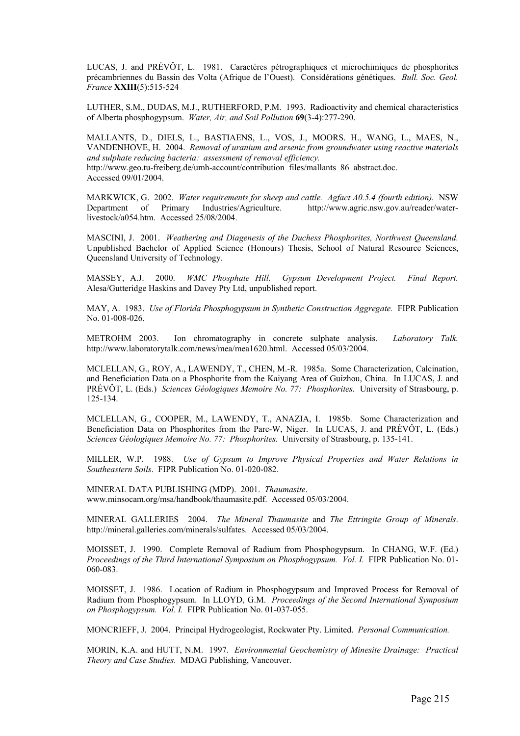LUCAS, J. and PRÉVÔT, L. 1981. Caractères pétrographiques et microchimiques de phosphorites précambriennes du Bassin des Volta (Afrique de l'Ouest). Considérations génétiques. *Bull. Soc. Geol. France* **XXIII**(5):515-524

LUTHER, S.M., DUDAS, M.J., RUTHERFORD, P.M. 1993. Radioactivity and chemical characteristics of Alberta phosphogypsum. *Water, Air, and Soil Pollution* **69**(3-4):277-290.

MALLANTS, D., DIELS, L., BASTIAENS, L., VOS, J., MOORS. H., WANG, L., MAES, N., VANDENHOVE, H. 2004. *Removal of uranium and arsenic from groundwater using reactive materials and sulphate reducing bacteria: assessment of removal efficiency.* http://www.geo.tu-freiberg.de/umh-account/contribution_files/mallants_86_abstract.doc. Accessed 09/01/2004.

MARKWICK, G. 2002. *Water requirements for sheep and cattle. Agfact A0.5.4 (fourth edition).* NSW Department of Primary Industries/Agriculture. http://www.agric.nsw.gov.au/reader/water-livestock/a054.htm. Accessed 25/08/2004.

MASCINI, J. 2001. *Weathering and Diagenesis of the Duchess Phosphorites, Northwest Queensland.* Unpublished Bachelor of Applied Science (Honours) Thesis, School of Natural Resource Sciences, Queensland University of Technology.

MASSEY, A.J. 2000. *WMC Phosphate Hill. Gypsum Development Project. Final Report.* Alesa/Gutteridge Haskins and Davey Pty Ltd, unpublished report.

MAY, A. 1983. *Use of Florida Phosphogypsum in Synthetic Construction Aggregate.* FIPR Publication No. 01-008-026.

METROHM 2003. Ion chromatography in concrete sulphate analysis. *Laboratory Talk.* http://www.laboratorytalk.com/news/mea/mea1620.html. Accessed 05/03/2004.

MCLELLAN, G., ROY, A., LAWENDY, T., CHEN, M.-R. 1985a. Some Characterization, Calcination, and Beneficiation Data on a Phosphorite from the Kaiyang Area of Guizhou, China. In LUCAS, J. and PRÉVÔT, L. (Eds.) *Sciences Géologiques Memoire No. 77: Phosphorites.* University of Strasbourg, p. 125-134.

MCLELLAN, G., COOPER, M., LAWENDY, T., ANAZIA, I. 1985b. Some Characterization and Beneficiation Data on Phosphorites from the Parc-W, Niger. In LUCAS, J. and PRÉVÔT, L. (Eds.) *Sciences Géologiques Memoire No. 77: Phosphorites.* University of Strasbourg, p. 135-141.

MILLER, W.P. 1988. *Use of Gypsum to Improve Physical Properties and Water Relations in Southeastern Soils*. FIPR Publication No. 01-020-082.

MINERAL DATA PUBLISHING (MDP). 2001. *Thaumasite*. www.minsocam.org/msa/handbook/thaumasite.pdf. Accessed 05/03/2004.

MINERAL GALLERIES 2004. *The Mineral Thaumasite* and *The Ettringite Group of Minerals*. http://mineral.galleries.com/minerals/sulfates. Accessed 05/03/2004.

MOISSET, J. 1990. Complete Removal of Radium from Phosphogypsum. In CHANG, W.F. (Ed.) *Proceedings of the Third International Symposium on Phosphogypsum. Vol. I.* FIPR Publication No. 01-060-083.

MOISSET, J. 1986. Location of Radium in Phosphogypsum and Improved Process for Removal of Radium from Phosphogypsum. In LLOYD, G.M. *Proceedings of the Second International Symposium on Phosphogypsum. Vol. I.* FIPR Publication No. 01-037-055.

MONCRIEFF, J. 2004. Principal Hydrogeologist, Rockwater Pty. Limited. *Personal Communication.*

MORIN, K.A. and HUTT, N.M. 1997. *Environmental Geochemistry of Minesite Drainage: Practical Theory and Case Studies.* MDAG Publishing, Vancouver.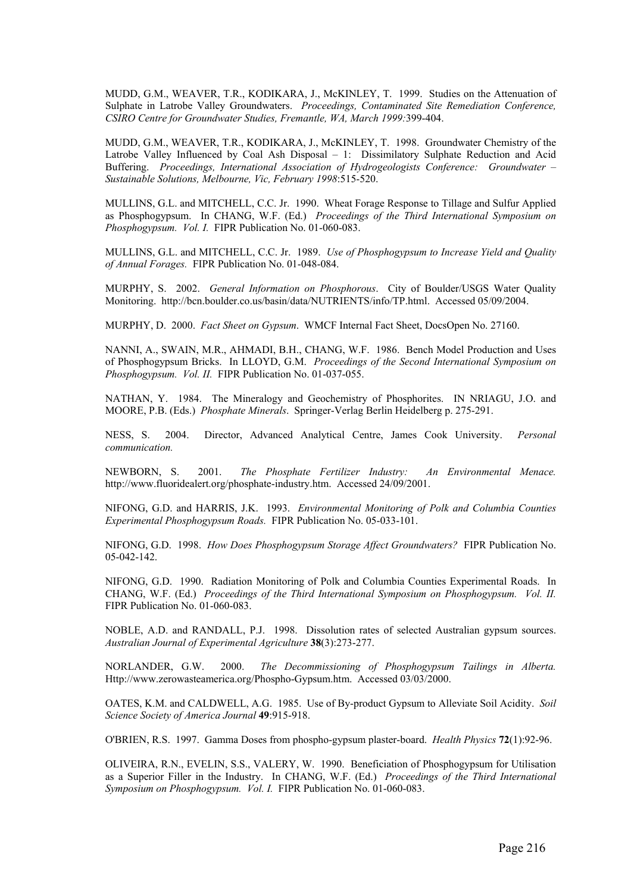MUDD, G.M., WEAVER, T.R., KODIKARA, J., McKINLEY, T. 1999. Studies on the Attenuation of Sulphate in Latrobe Valley Groundwaters. *Proceedings, Contaminated Site Remediation Conference, CSIRO Centre for Groundwater Studies, Fremantle, WA, March 1999:*399-404.

MUDD, G.M., WEAVER, T.R., KODIKARA, J., McKINLEY, T. 1998. Groundwater Chemistry of the Latrobe Valley Influenced by Coal Ash Disposal – 1: Dissimilatory Sulphate Reduction and Acid Buffering. *Proceedings, International Association of Hydrogeologists Conference: Groundwater – Sustainable Solutions, Melbourne, Vic, February 1998*:515-520.

MULLINS, G.L. and MITCHELL, C.C. Jr. 1990. Wheat Forage Response to Tillage and Sulfur Applied as Phosphogypsum. In CHANG, W.F. (Ed.) *Proceedings of the Third International Symposium on Phosphogypsum. Vol. I.* FIPR Publication No. 01-060-083.

MULLINS, G.L. and MITCHELL, C.C. Jr. 1989. *Use of Phosphogypsum to Increase Yield and Quality of Annual Forages.* FIPR Publication No. 01-048-084.

MURPHY, S. 2002. *General Information on Phosphorous*. City of Boulder/USGS Water Quality Monitoring. http://bcn.boulder.co.us/basin/data/NUTRIENTS/info/TP.html. Accessed 05/09/2004.

MURPHY, D. 2000. *Fact Sheet on Gypsum*. WMCF Internal Fact Sheet, DocsOpen No. 27160.

NANNI, A., SWAIN, M.R., AHMADI, B.H., CHANG, W.F. 1986. Bench Model Production and Uses of Phosphogypsum Bricks. In LLOYD, G.M. *Proceedings of the Second International Symposium on Phosphogypsum. Vol. II.* FIPR Publication No. 01-037-055.

NATHAN, Y. 1984. The Mineralogy and Geochemistry of Phosphorites. IN NRIAGU, J.O. and MOORE, P.B. (Eds.) *Phosphate Minerals*. Springer-Verlag Berlin Heidelberg p. 275-291.

NESS, S. 2004. Director, Advanced Analytical Centre, James Cook University. *Personal communication.*

NEWBORN, S. 2001. *The Phosphate Fertilizer Industry: An Environmental Menace.* http://www.fluoridealert.org/phosphate-industry.htm. Accessed 24/09/2001.

NIFONG, G.D. and HARRIS, J.K. 1993. *Environmental Monitoring of Polk and Columbia Counties Experimental Phosphogypsum Roads.* FIPR Publication No. 05-033-101.

NIFONG, G.D. 1998. *How Does Phosphogypsum Storage Affect Groundwaters?* FIPR Publication No. 05-042-142.

NIFONG, G.D. 1990. Radiation Monitoring of Polk and Columbia Counties Experimental Roads. In CHANG, W.F. (Ed.) *Proceedings of the Third International Symposium on Phosphogypsum. Vol. II.* FIPR Publication No. 01-060-083.

NOBLE, A.D. and RANDALL, P.J. 1998. Dissolution rates of selected Australian gypsum sources. *Australian Journal of Experimental Agriculture* **38**(3):273-277.

NORLANDER, G.W. 2000. *The Decommissioning of Phosphogypsum Tailings in Alberta.* Http://www.zerowasteamerica.org/Phospho-Gypsum.htm. Accessed 03/03/2000.

OATES, K.M. and CALDWELL, A.G. 1985. Use of By-product Gypsum to Alleviate Soil Acidity. *Soil Science Society of America Journal* **49**:915-918.

O'BRIEN, R.S. 1997. Gamma Doses from phospho-gypsum plaster-board. *Health Physics* **72**(1):92-96.

OLIVEIRA, R.N., EVELIN, S.S., VALERY, W. 1990. Beneficiation of Phosphogypsum for Utilisation as a Superior Filler in the Industry. In CHANG, W.F. (Ed.) *Proceedings of the Third International Symposium on Phosphogypsum. Vol. I.* FIPR Publication No. 01-060-083.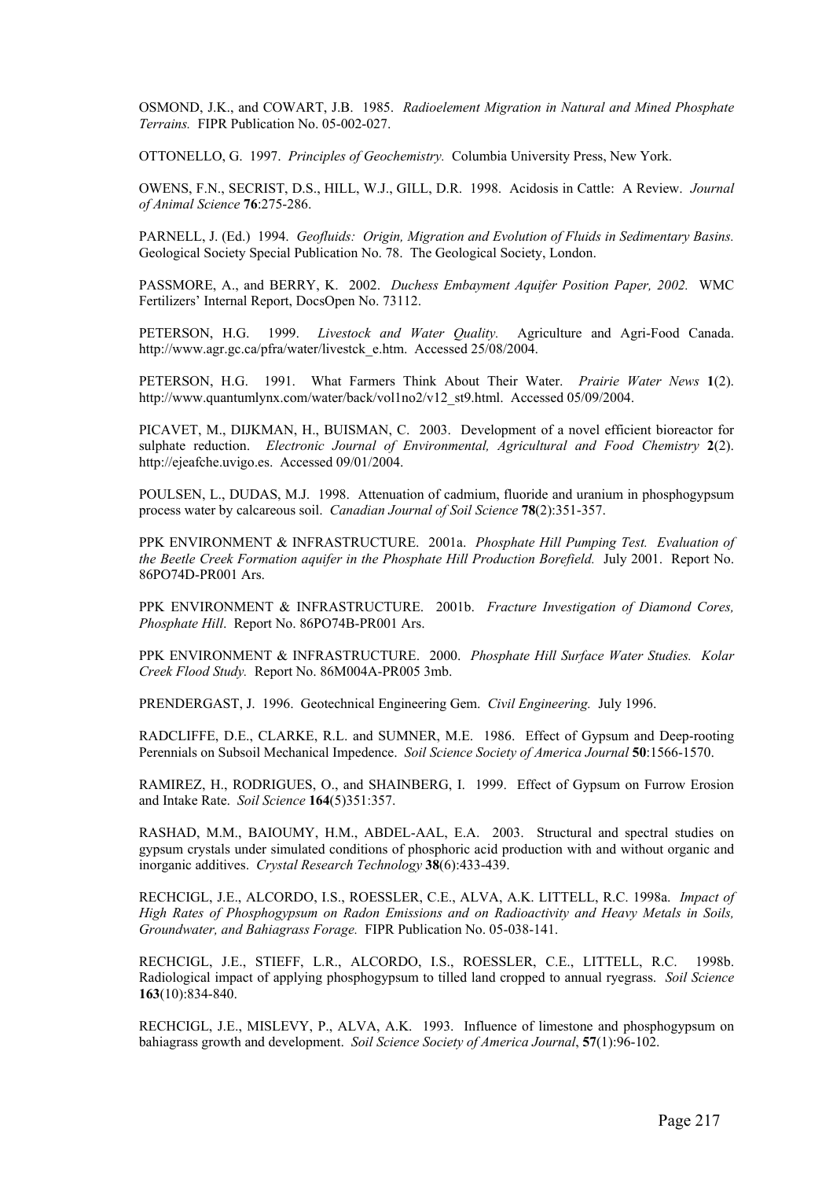OSMOND, J.K., and COWART, J.B. 1985. *Radioelement Migration in Natural and Mined Phosphate Terrains.* FIPR Publication No. 05-002-027.

OTTONELLO, G. 1997. *Principles of Geochemistry.* Columbia University Press, New York.

OWENS, F.N., SECRIST, D.S., HILL, W.J., GILL, D.R. 1998. Acidosis in Cattle: A Review. *Journal of Animal Science* **76**:275-286.

PARNELL, J. (Ed.) 1994. *Geofluids: Origin, Migration and Evolution of Fluids in Sedimentary Basins.* Geological Society Special Publication No. 78. The Geological Society, London.

PASSMORE, A., and BERRY, K. 2002. *Duchess Embayment Aquifer Position Paper, 2002.* WMC Fertilizers' Internal Report, DocsOpen No. 73112.

PETERSON, H.G. 1999. *Livestock and Water Quality.* Agriculture and Agri-Food Canada. http://www.agr.gc.ca/pfra/water/livestck_e.htm. Accessed 25/08/2004.

PETERSON, H.G. 1991. What Farmers Think About Their Water. *Prairie Water News* **1**(2). http://www.quantumlynx.com/water/back/vol1no2/v12_st9.html. Accessed 05/09/2004.

PICAVET, M., DIJKMAN, H., BUISMAN, C. 2003. Development of a novel efficient bioreactor for sulphate reduction. *Electronic Journal of Environmental, Agricultural and Food Chemistry* **2**(2). http://ejeafche.uvigo.es. Accessed 09/01/2004.

POULSEN, L., DUDAS, M.J. 1998. Attenuation of cadmium, fluoride and uranium in phosphogypsum process water by calcareous soil. *Canadian Journal of Soil Science* **78**(2):351-357.

PPK ENVIRONMENT & INFRASTRUCTURE. 2001a. *Phosphate Hill Pumping Test. Evaluation of the Beetle Creek Formation aquifer in the Phosphate Hill Production Borefield.* July 2001. Report No. 86PO74D-PR001 Ars.

PPK ENVIRONMENT & INFRASTRUCTURE. 2001b. *Fracture Investigation of Diamond Cores, Phosphate Hill*. Report No. 86PO74B-PR001 Ars.

PPK ENVIRONMENT & INFRASTRUCTURE. 2000. *Phosphate Hill Surface Water Studies. Kolar Creek Flood Study.* Report No. 86M004A-PR005 3mb.

PRENDERGAST, J. 1996. Geotechnical Engineering Gem. *Civil Engineering.* July 1996.

RADCLIFFE, D.E., CLARKE, R.L. and SUMNER, M.E. 1986. Effect of Gypsum and Deep-rooting Perennials on Subsoil Mechanical Impedence. *Soil Science Society of America Journal* **50**:1566-1570.

RAMIREZ, H., RODRIGUES, O., and SHAINBERG, I. 1999. Effect of Gypsum on Furrow Erosion and Intake Rate. *Soil Science* **164**(5)351:357.

RASHAD, M.M., BAIOUMY, H.M., ABDEL-AAL, E.A. 2003. Structural and spectral studies on gypsum crystals under simulated conditions of phosphoric acid production with and without organic and inorganic additives. *Crystal Research Technology* **38**(6):433-439.

RECHCIGL, J.E., ALCORDO, I.S., ROESSLER, C.E., ALVA, A.K. LITTELL, R.C. 1998a. *Impact of High Rates of Phosphogypsum on Radon Emissions and on Radioactivity and Heavy Metals in Soils, Groundwater, and Bahiagrass Forage.* FIPR Publication No. 05-038-141.

RECHCIGL, J.E., STIEFF, L.R., ALCORDO, I.S., ROESSLER, C.E., LITTELL, R.C. 1998b. Radiological impact of applying phosphogypsum to tilled land cropped to annual ryegrass. *Soil Science* **163**(10):834-840.

RECHCIGL, J.E., MISLEVY, P., ALVA, A.K. 1993. Influence of limestone and phosphogypsum on bahiagrass growth and development. *Soil Science Society of America Journal*, **57**(1):96-102.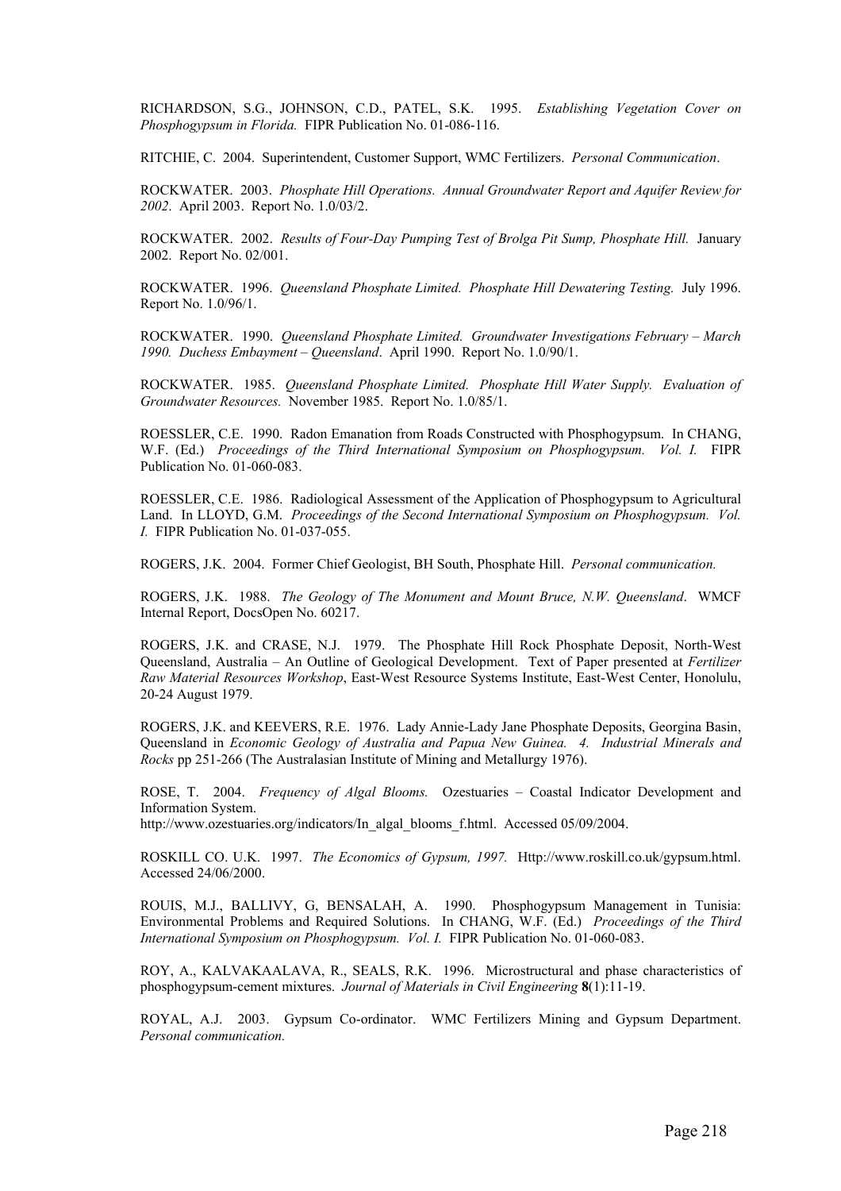RICHARDSON, S.G., JOHNSON, C.D., PATEL, S.K. 1995. *Establishing Vegetation Cover on Phosphogypsum in Florida.* FIPR Publication No. 01-086-116.

RITCHIE, C. 2004. Superintendent, Customer Support, WMC Fertilizers. *Personal Communication*.

ROCKWATER. 2003. *Phosphate Hill Operations. Annual Groundwater Report and Aquifer Review for 2002*. April 2003. Report No. 1.0/03/2.

ROCKWATER. 2002. *Results of Four-Day Pumping Test of Brolga Pit Sump, Phosphate Hill.* January 2002. Report No. 02/001.

ROCKWATER. 1996. *Queensland Phosphate Limited. Phosphate Hill Dewatering Testing.* July 1996. Report No. 1.0/96/1.

ROCKWATER. 1990. *Queensland Phosphate Limited. Groundwater Investigations February – March 1990. Duchess Embayment – Queensland*. April 1990. Report No. 1.0/90/1.

ROCKWATER. 1985. *Queensland Phosphate Limited. Phosphate Hill Water Supply. Evaluation of Groundwater Resources.* November 1985. Report No. 1.0/85/1.

ROESSLER, C.E. 1990. Radon Emanation from Roads Constructed with Phosphogypsum. In CHANG, W.F. (Ed.) *Proceedings of the Third International Symposium on Phosphogypsum. Vol. I.* FIPR Publication No. 01-060-083.

ROESSLER, C.E. 1986. Radiological Assessment of the Application of Phosphogypsum to Agricultural Land. In LLOYD, G.M. *Proceedings of the Second International Symposium on Phosphogypsum. Vol. I.* FIPR Publication No. 01-037-055.

ROGERS, J.K. 2004. Former Chief Geologist, BH South, Phosphate Hill. *Personal communication.*

ROGERS, J.K. 1988. *The Geology of The Monument and Mount Bruce, N.W. Queensland*. WMCF Internal Report, DocsOpen No. 60217.

ROGERS, J.K. and CRASE, N.J. 1979. The Phosphate Hill Rock Phosphate Deposit, North-West Queensland, Australia – An Outline of Geological Development. Text of Paper presented at *Fertilizer Raw Material Resources Workshop*, East-West Resource Systems Institute, East-West Center, Honolulu, 20-24 August 1979.

ROGERS, J.K. and KEEVERS, R.E. 1976. Lady Annie-Lady Jane Phosphate Deposits, Georgina Basin, Queensland in *Economic Geology of Australia and Papua New Guinea. 4. Industrial Minerals and Rocks* pp 251-266 (The Australasian Institute of Mining and Metallurgy 1976).

ROSE, T. 2004. *Frequency of Algal Blooms.* Ozestuaries – Coastal Indicator Development and Information System.
http://www.ozestuaries.org/indicators/In_algal_blooms_f.html. Accessed 05/09/2004.

ROSKILL CO. U.K. 1997. *The Economics of Gypsum, 1997.* Http://www.roskill.co.uk/gypsum.html. Accessed 24/06/2000.

ROUIS, M.J., BALLIVY, G, BENSALAH, A. 1990. Phosphogypsum Management in Tunisia: Environmental Problems and Required Solutions. In CHANG, W.F. (Ed.) *Proceedings of the Third International Symposium on Phosphogypsum. Vol. I.* FIPR Publication No. 01-060-083.

ROY, A., KALVAKAALAVA, R., SEALS, R.K. 1996. Microstructural and phase characteristics of phosphogypsum-cement mixtures. *Journal of Materials in Civil Engineering* **8**(1):11-19.

ROYAL, A.J. 2003. Gypsum Co-ordinator. WMC Fertilizers Mining and Gypsum Department. *Personal communication.*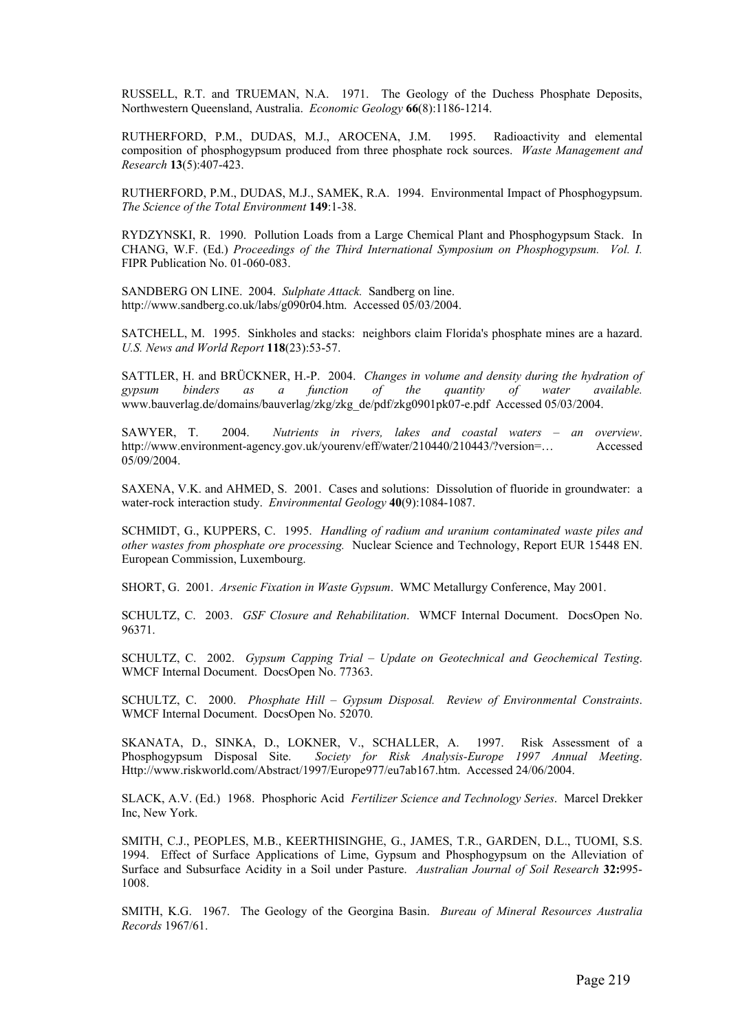RUSSELL, R.T. and TRUEMAN, N.A. 1971. The Geology of the Duchess Phosphate Deposits, Northwestern Queensland, Australia. *Economic Geology* **66**(8):1186-1214.

RUTHERFORD, P.M., DUDAS, M.J., AROCENA, J.M. 1995. Radioactivity and elemental composition of phosphogypsum produced from three phosphate rock sources. *Waste Management and Research* **13**(5):407-423.

RUTHERFORD, P.M., DUDAS, M.J., SAMEK, R.A. 1994. Environmental Impact of Phosphogypsum. *The Science of the Total Environment* **149**:1-38.

RYDZYNSKI, R. 1990. Pollution Loads from a Large Chemical Plant and Phosphogypsum Stack. In CHANG, W.F. (Ed.) *Proceedings of the Third International Symposium on Phosphogypsum. Vol. I.* FIPR Publication No. 01-060-083.

SANDBERG ON LINE. 2004. *Sulphate Attack.* Sandberg on line. http://www.sandberg.co.uk/labs/g090r04.htm. Accessed 05/03/2004.

SATCHELL, M. 1995. Sinkholes and stacks: neighbors claim Florida's phosphate mines are a hazard. *U.S. News and World Report* **118**(23):53-57.

SATTLER, H. and BRÜCKNER, H.-P. 2004. *Changes in volume and density during the hydration of gypsum binders as a function of the quantity of water available.* www.bauverlag.de/domains/bauverlag/zkg/zkg_de/pdf/zkg0901pk07-e.pdf Accessed 05/03/2004.

SAWYER, T. 2004. *Nutrients in rivers, lakes and coastal waters – an overview*. http://www.environment-agency.gov.uk/yourenv/eff/water/210440/210443/?version=… Accessed 05/09/2004.

SAXENA, V.K. and AHMED, S. 2001. Cases and solutions: Dissolution of fluoride in groundwater: a water-rock interaction study. *Environmental Geology* **40**(9):1084-1087.

SCHMIDT, G., KUPPERS, C. 1995. *Handling of radium and uranium contaminated waste piles and other wastes from phosphate ore processing.* Nuclear Science and Technology, Report EUR 15448 EN. European Commission, Luxembourg.

SHORT, G. 2001. *Arsenic Fixation in Waste Gypsum*. WMC Metallurgy Conference, May 2001.

SCHULTZ, C. 2003. *GSF Closure and Rehabilitation*. WMCF Internal Document. DocsOpen No. 96371.

SCHULTZ, C. 2002. *Gypsum Capping Trial – Update on Geotechnical and Geochemical Testing*. WMCF Internal Document. DocsOpen No. 77363.

SCHULTZ, C. 2000. *Phosphate Hill – Gypsum Disposal. Review of Environmental Constraints*. WMCF Internal Document. DocsOpen No. 52070.

SKANATA, D., SINKA, D., LOKNER, V., SCHALLER, A. 1997. Risk Assessment of a Phosphogypsum Disposal Site. *Society for Risk Analysis-Europe 1997 Annual Meeting*. Http://www.riskworld.com/Abstract/1997/Europe977/eu7ab167.htm. Accessed 24/06/2004.

SLACK, A.V. (Ed.) 1968. Phosphoric Acid *Fertilizer Science and Technology Series*. Marcel Drekker Inc, New York.

SMITH, C.J., PEOPLES, M.B., KEERTHISINGHE, G., JAMES, T.R., GARDEN, D.L., TUOMI, S.S. 1994. Effect of Surface Applications of Lime, Gypsum and Phosphogypsum on the Alleviation of Surface and Subsurface Acidity in a Soil under Pasture. *Australian Journal of Soil Research* **32:**995-1008.

SMITH, K.G. 1967. The Geology of the Georgina Basin. *Bureau of Mineral Resources Australia Records* 1967/61.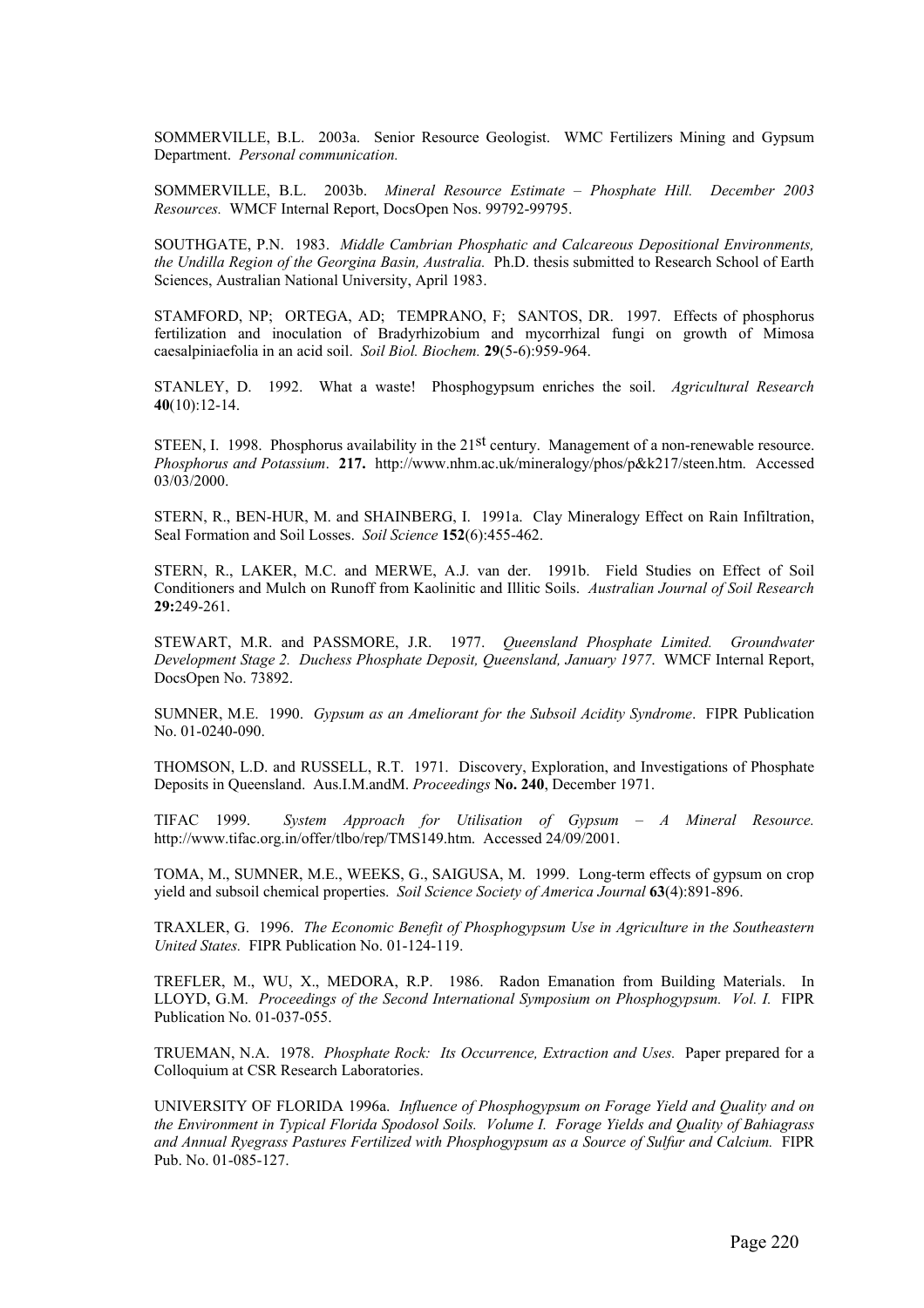SOMMERVILLE, B.L. 2003a. Senior Resource Geologist. WMC Fertilizers Mining and Gypsum Department. *Personal communication.*

SOMMERVILLE, B.L. 2003b. *Mineral Resource Estimate – Phosphate Hill. December 2003 Resources.* WMCF Internal Report, DocsOpen Nos. 99792-99795.

SOUTHGATE, P.N. 1983. *Middle Cambrian Phosphatic and Calcareous Depositional Environments, the Undilla Region of the Georgina Basin, Australia.* Ph.D. thesis submitted to Research School of Earth Sciences, Australian National University, April 1983.

STAMFORD, NP; ORTEGA, AD; TEMPRANO, F; SANTOS, DR. 1997. Effects of phosphorus fertilization and inoculation of Bradyrhizobium and mycorrhizal fungi on growth of Mimosa caesalpiniaefolia in an acid soil. *Soil Biol. Biochem.* **29**(5-6):959-964.

STANLEY, D. 1992. What a waste! Phosphogypsum enriches the soil. *Agricultural Research* **40**(10):12-14.

STEEN, I. 1998. Phosphorus availability in the 21st century. Management of a non-renewable resource. *Phosphorus and Potassium*. **217.** http://www.nhm.ac.uk/mineralogy/phos/p&k217/steen.htm. Accessed 03/03/2000.

STERN, R., BEN-HUR, M. and SHAINBERG, I. 1991a. Clay Mineralogy Effect on Rain Infiltration, Seal Formation and Soil Losses. *Soil Science* **152**(6):455-462.

STERN, R., LAKER, M.C. and MERWE, A.J. van der. 1991b. Field Studies on Effect of Soil Conditioners and Mulch on Runoff from Kaolinitic and Illitic Soils. *Australian Journal of Soil Research* **29:**249-261.

STEWART, M.R. and PASSMORE, J.R. 1977. *Queensland Phosphate Limited. Groundwater Development Stage 2. Duchess Phosphate Deposit, Queensland, January 1977*. WMCF Internal Report, DocsOpen No. 73892.

SUMNER, M.E. 1990. *Gypsum as an Ameliorant for the Subsoil Acidity Syndrome*. FIPR Publication No. 01-0240-090.

THOMSON, L.D. and RUSSELL, R.T. 1971. Discovery, Exploration, and Investigations of Phosphate Deposits in Queensland. Aus.I.M.andM. *Proceedings* **No. 240**, December 1971.

TIFAC 1999. *System Approach for Utilisation of Gypsum – A Mineral Resource.* http://www.tifac.org.in/offer/tlbo/rep/TMS149.htm. Accessed 24/09/2001.

TOMA, M., SUMNER, M.E., WEEKS, G., SAIGUSA, M. 1999. Long-term effects of gypsum on crop yield and subsoil chemical properties. *Soil Science Society of America Journal* **63**(4):891-896.

TRAXLER, G. 1996. *The Economic Benefit of Phosphogypsum Use in Agriculture in the Southeastern United States.* FIPR Publication No. 01-124-119.

TREFLER, M., WU, X., MEDORA, R.P. 1986. Radon Emanation from Building Materials. In LLOYD, G.M. *Proceedings of the Second International Symposium on Phosphogypsum. Vol. I.* FIPR Publication No. 01-037-055.

TRUEMAN, N.A. 1978. *Phosphate Rock: Its Occurrence, Extraction and Uses.* Paper prepared for a Colloquium at CSR Research Laboratories.

UNIVERSITY OF FLORIDA 1996a. *Influence of Phosphogypsum on Forage Yield and Quality and on the Environment in Typical Florida Spodosol Soils. Volume I. Forage Yields and Quality of Bahiagrass and Annual Ryegrass Pastures Fertilized with Phosphogypsum as a Source of Sulfur and Calcium.* FIPR Pub. No. 01-085-127.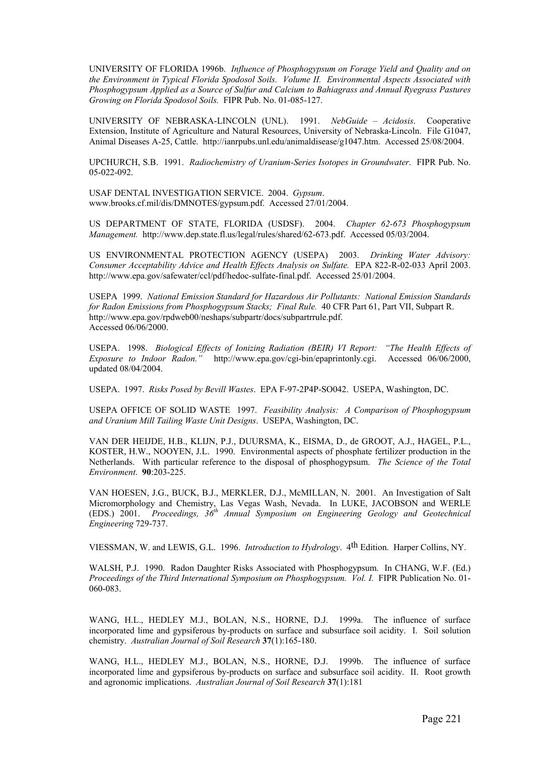UNIVERSITY OF FLORIDA 1996b. *Influence of Phosphogypsum on Forage Yield and Quality and on the Environment in Typical Florida Spodosol Soils. Volume II. Environmental Aspects Associated with Phosphogypsum Applied as a Source of Sulfur and Calcium to Bahiagrass and Annual Ryegrass Pastures Growing on Florida Spodosol Soils.* FIPR Pub. No. 01-085-127.

UNIVERSITY OF NEBRASKA-LINCOLN (UNL). 1991. *NebGuide – Acidosis*. Cooperative Extension, Institute of Agriculture and Natural Resources, University of Nebraska-Lincoln. File G1047, Animal Diseases A-25, Cattle. http://ianrpubs.unl.edu/animaldisease/g1047.htm. Accessed 25/08/2004.

UPCHURCH, S.B. 1991. *Radiochemistry of Uranium-Series Isotopes in Groundwater*. FIPR Pub. No. 05-022-092.

USAF DENTAL INVESTIGATION SERVICE. 2004. *Gypsum*. www.brooks.cf.mil/dis/DMNOTES/gypsum.pdf. Accessed 27/01/2004.

US DEPARTMENT OF STATE, FLORIDA (USDSF). 2004. *Chapter 62-673 Phosphogypsum Management.* http://www.dep.state.fl.us/legal/rules/shared/62-673.pdf. Accessed 05/03/2004.

US ENVIRONMENTAL PROTECTION AGENCY (USEPA) 2003. *Drinking Water Advisory: Consumer Acceptability Advice and Health Effects Analysis on Sulfate.* EPA 822-R-02-033 April 2003. http://www.epa.gov/safewater/ccl/pdf/hedoc-sulfate-final.pdf. Accessed 25/01/2004.

USEPA 1999. *National Emission Standard for Hazardous Air Pollutants: National Emission Standards for Radon Emissions from Phosphogypsum Stacks; Final Rule.* 40 CFR Part 61, Part VII, Subpart R. http://www.epa.gov/rpdweb00/neshaps/subpartr/docs/subpartrrule.pdf. Accessed 06/06/2000.

USEPA. 1998. *Biological Effects of Ionizing Radiation (BEIR) VI Report: "The Health Effects of Exposure to Indoor Radon."* http://www.epa.gov/cgi-bin/epaprintonly.cgi. Accessed 06/06/2000, updated 08/04/2004.

USEPA. 1997. *Risks Posed by Bevill Wastes*. EPA F-97-2P4P-SO042. USEPA, Washington, DC.

USEPA OFFICE OF SOLID WASTE 1997. *Feasibility Analysis: A Comparison of Phosphogypsum and Uranium Mill Tailing Waste Unit Designs*. USEPA, Washington, DC.

VAN DER HEIJDE, H.B., KLIJN, P.J., DUURSMA, K., EISMA, D., de GROOT, A.J., HAGEL, P.L., KOSTER, H.W., NOOYEN, J.L. 1990. Environmental aspects of phosphate fertilizer production in the Netherlands. With particular reference to the disposal of phosphogypsum. *The Science of the Total Environment*. **90**:203-225.

VAN HOESEN, J.G., BUCK, B.J., MERKLER, D.J., McMILLAN, N. 2001. An Investigation of Salt Micromorphology and Chemistry, Las Vegas Wash, Nevada. In LUKE, JACOBSON and WERLE (EDS.) 2001. *Proceedings, 36th Annual Symposium on Engineering Geology and Geotechnical Engineering* 729-737.

VIESSMAN, W. and LEWIS, G.L. 1996. *Introduction to Hydrology*. 4th Edition. Harper Collins, NY.

WALSH, P.J. 1990. Radon Daughter Risks Associated with Phosphogypsum. In CHANG, W.F. (Ed.) *Proceedings of the Third International Symposium on Phosphogypsum. Vol. I.* FIPR Publication No. 01-060-083.

WANG, H.L., HEDLEY M.J., BOLAN, N.S., HORNE, D.J. 1999a. The influence of surface incorporated lime and gypsiferous by-products on surface and subsurface soil acidity. I. Soil solution chemistry. *Australian Journal of Soil Research* **37**(1):165-180.

WANG, H.L., HEDLEY M.J., BOLAN, N.S., HORNE, D.J. 1999b. The influence of surface incorporated lime and gypsiferous by-products on surface and subsurface soil acidity. II. Root growth and agronomic implications. *Australian Journal of Soil Research* **37**(1):181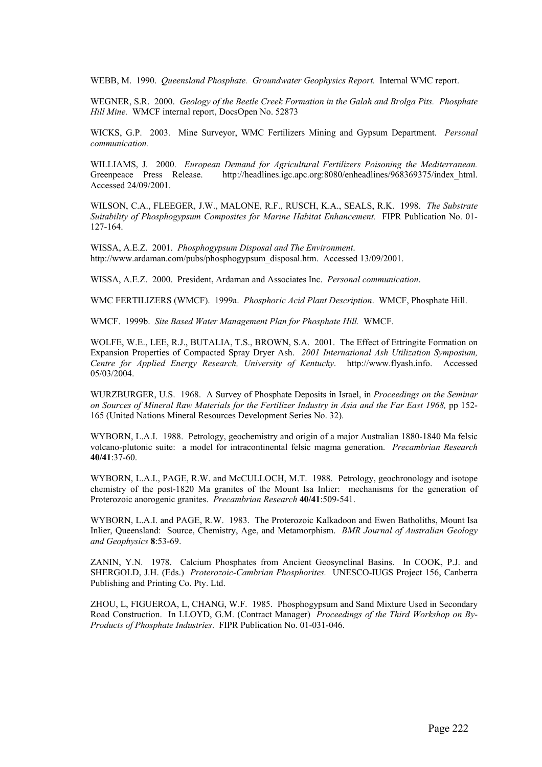WEBB, M. 1990. *Queensland Phosphate. Groundwater Geophysics Report.* Internal WMC report.

WEGNER, S.R. 2000. *Geology of the Beetle Creek Formation in the Galah and Brolga Pits. Phosphate Hill Mine.* WMCF internal report, DocsOpen No. 52873

WICKS, G.P. 2003. Mine Surveyor, WMC Fertilizers Mining and Gypsum Department. *Personal communication.*

WILLIAMS, J. 2000. *European Demand for Agricultural Fertilizers Poisoning the Mediterranean.* Greenpeace Press Release. http://headlines.igc.apc.org:8080/enheadlines/968369375/index_html. Accessed 24/09/2001.

WILSON, C.A., FLEEGER, J.W., MALONE, R.F., RUSCH, K.A., SEALS, R.K. 1998. *The Substrate Suitability of Phosphogypsum Composites for Marine Habitat Enhancement.* FIPR Publication No. 01-127-164.

WISSA, A.E.Z. 2001. *Phosphogypsum Disposal and The Environment*. http://www.ardaman.com/pubs/phosphogypsum_disposal.htm. Accessed 13/09/2001.

WISSA, A.E.Z. 2000. President, Ardaman and Associates Inc. *Personal communication*.

WMC FERTILIZERS (WMCF). 1999a. *Phosphoric Acid Plant Description*. WMCF, Phosphate Hill.

WMCF. 1999b. *Site Based Water Management Plan for Phosphate Hill.* WMCF.

WOLFE, W.E., LEE, R.J., BUTALIA, T.S., BROWN, S.A. 2001. The Effect of Ettringite Formation on Expansion Properties of Compacted Spray Dryer Ash. *2001 International Ash Utilization Symposium, Centre for Applied Energy Research, University of Kentucky*. http://www.flyash.info. Accessed 05/03/2004.

WURZBURGER, U.S. 1968. A Survey of Phosphate Deposits in Israel, in *Proceedings on the Seminar on Sources of Mineral Raw Materials for the Fertilizer Industry in Asia and the Far East 1968,* pp 152-165 (United Nations Mineral Resources Development Series No. 32).

WYBORN, L.A.I. 1988. Petrology, geochemistry and origin of a major Australian 1880-1840 Ma felsic volcano-plutonic suite: a model for intracontinental felsic magma generation. *Precambrian Research* **40/41**:37-60.

WYBORN, L.A.I., PAGE, R.W. and McCULLOCH, M.T. 1988. Petrology, geochronology and isotope chemistry of the post-1820 Ma granites of the Mount Isa Inlier: mechanisms for the generation of Proterozoic anorogenic granites. *Precambrian Research* **40/41**:509-541.

WYBORN, L.A.I. and PAGE, R.W. 1983. The Proterozoic Kalkadoon and Ewen Batholiths, Mount Isa Inlier, Queensland: Source, Chemistry, Age, and Metamorphism. *BMR Journal of Australian Geology and Geophysics* **8**:53-69.

ZANIN, Y.N. 1978. Calcium Phosphates from Ancient Geosynclinal Basins. In COOK, P.J. and SHERGOLD, J.H. (Eds.) *Proterozoic-Cambrian Phosphorites.* UNESCO-IUGS Project 156, Canberra Publishing and Printing Co. Pty. Ltd.

ZHOU, L, FIGUEROA, L, CHANG, W.F. 1985. Phosphogypsum and Sand Mixture Used in Secondary Road Construction. In LLOYD, G.M. (Contract Manager) *Proceedings of the Third Workshop on By-Products of Phosphate Industries*. FIPR Publication No. 01-031-046.